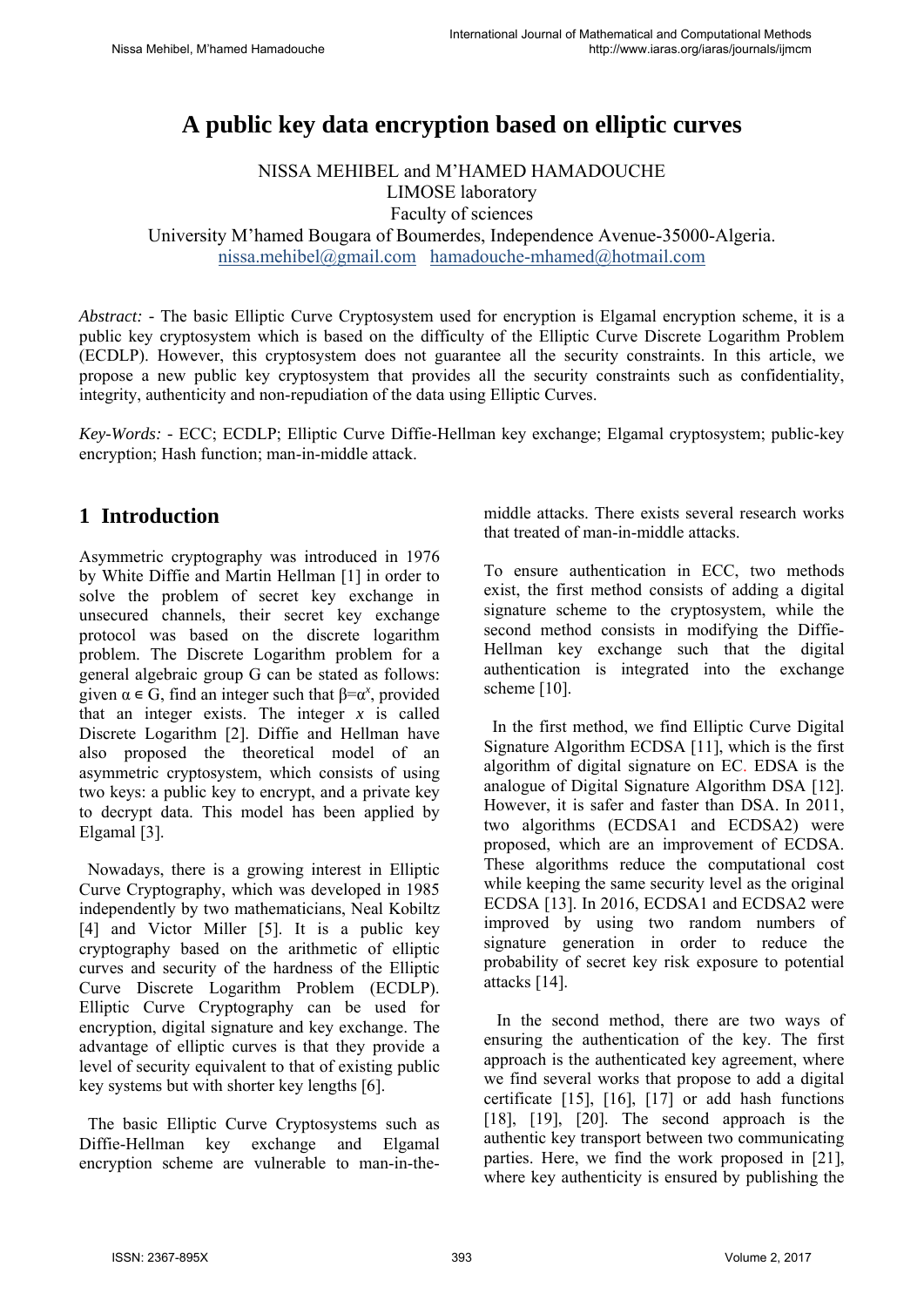# A public key data encryption based on elliptic curves

NISSA MEHIBEL and M'HAMED HAMADOUCHE
LIMOSE laboratory
Faculty of sciences
University M'hamed Bougara of Boumerdes, Independence Avenue-35000-Algeria.
nissa.mehibel@gmail.com hamadouche-mhamed@hotmail.com

*Abstract:* - The basic Elliptic Curve Cryptosystem used for encryption is Elgamal encryption scheme, it is a public key cryptosystem which is based on the difficulty of the Elliptic Curve Discrete Logarithm Problem (ECDLP). However, this cryptosystem does not guarantee all the security constraints. In this article, we propose a new public key cryptosystem that provides all the security constraints such as confidentiality, integrity, authenticity and non-repudiation of the data using Elliptic Curves.

*Key-Words:* - ECC; ECDLP; Elliptic Curve Diffie-Hellman key exchange; Elgamal cryptosystem; public-key encryption; Hash function; man-in-middle attack.

## 1 Introduction

Asymmetric cryptography was introduced in 1976 by White Diffie and Martin Hellman [1] in order to solve the problem of secret key exchange in unsecured channels, their secret key exchange protocol was based on the discrete logarithm problem. The Discrete Logarithm problem for a general algebraic group G can be stated as follows: given $\alpha \in G$, find an integer such that $\beta=\alpha^x$, provided that an integer exists. The integer $x$ is called Discrete Logarithm [2]. Diffie and Hellman have also proposed the theoretical model of an asymmetric cryptosystem, which consists of using two keys: a public key to encrypt, and a private key to decrypt data. This model has been applied by Elgamal [3].

Nowadays, there is a growing interest in Elliptic Curve Cryptography, which was developed in 1985 independently by two mathematicians, Neal Kobiltz [4] and Victor Miller [5]. It is a public key cryptography based on the arithmetic of elliptic curves and security of the hardness of the Elliptic Curve Discrete Logarithm Problem (ECDLP). Elliptic Curve Cryptography can be used for encryption, digital signature and key exchange. The advantage of elliptic curves is that they provide a level of security equivalent to that of existing public key systems but with shorter key lengths [6].

The basic Elliptic Curve Cryptosystems such as Diffie-Hellman key exchange and Elgamal encryption scheme are vulnerable to man-in-the-middle attacks. There exists several research works that treated of man-in-middle attacks.

To ensure authentication in ECC, two methods exist, the first method consists of adding a digital signature scheme to the cryptosystem, while the second method consists in modifying the Diffie-Hellman key exchange such that the digital authentication is integrated into the exchange scheme [10].

In the first method, we find Elliptic Curve Digital Signature Algorithm ECDSA [11], which is the first algorithm of digital signature on EC. EDSA is the analogue of Digital Signature Algorithm DSA [12]. However, it is safer and faster than DSA. In 2011, two algorithms (ECDSA1 and ECDSA2) were proposed, which are an improvement of ECDSA. These algorithms reduce the computational cost while keeping the same security level as the original ECDSA [13]. In 2016, ECDSA1 and ECDSA2 were improved by using two random numbers of signature generation in order to reduce the probability of secret key risk exposure to potential attacks [14].

In the second method, there are two ways of ensuring the authentication of the key. The first approach is the authenticated key agreement, where we find several works that propose to add a digital certificate [15], [16], [17] or add hash functions [18], [19], [20]. The second approach is the authentic key transport between two communicating parties. Here, we find the work proposed in [21], where key authenticity is ensured by publishing the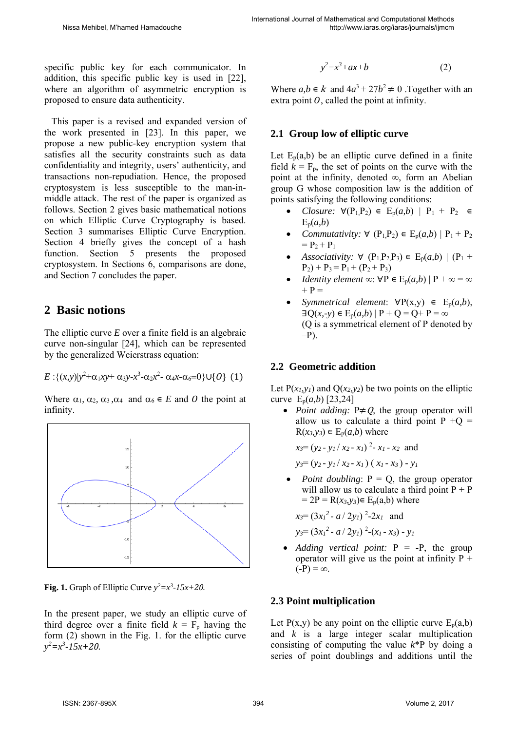specific public key for each communicator. In addition, this specific public key is used in [22], where an algorithm of asymmetric encryption is proposed to ensure data authenticity.

This paper is a revised and expanded version of the work presented in [23]. In this paper, we propose a new public-key encryption system that satisfies all the security constraints such as data confidentiality and integrity, users' authenticity, and transactions non-repudiation. Hence, the proposed cryptosystem is less susceptible to the man-in-middle attack. The rest of the paper is organized as follows. Section 2 gives basic mathematical notions on which Elliptic Curve Cryptography is based. Section 3 summarises Elliptic Curve Encryption. Section 4 briefly gives the concept of a hash function. Section 5 presents the proposed cryptosystem. In Sections 6, comparisons are done, and Section 7 concludes the paper.

## 2 Basic notions

The elliptic curve $E$ over a finite field is an algebraic curve non-singular [24], which can be represented by the generalized Weierstrass equation:

$$E:\{(x,y)|y^2+\alpha_1xy+\alpha_3y-x^3-\alpha_2x^2-\alpha_4x-\alpha_6=0\}\cup\{O\} \quad (1)$$

Where $\alpha_1$, $\alpha_2$, $\alpha_3$, $\alpha_4$ and $\alpha_6 \in E$ and $O$ the point at infinity.

**Fig. 1.** Graph of Elliptic Curve $y^2=x^3-15x+20$.

In the present paper, we study an elliptic curve of third degree over a finite field $k = F_p$ having the form (2) shown in the Fig. 1. for the elliptic curve $y^2=x^3-15x+20$.

$$y^2=x^3+ax+b \quad (2)$$

Where $a,b \in k$ and $4a^3 + 27b^2 \neq 0$. Together with an extra point $O$, called the point at infinity.

### 2.1 Group low of elliptic curve

Let $E_p(a,b)$ be an elliptic curve defined in a finite field $k = F_p$, the set of points on the curve with the point at the infinity, denoted $\infty$, form an Abelian group G whose composition law is the addition of points satisfying the following conditions:

- *Closure:* $\forall(P_1,P_2) \in E_p(a,b) \mid P_1 + P_2 \in E_p(a,b)$
- *Commutativity:* $\forall (P_1,P_2) \in E_p(a,b) \mid P_1 + P_2 = P_2 + P_1$
- *Associativity:* $\forall (P_1,P_2,P_3) \in E_p(a,b) \mid (P_1 + P_2) + P_3 = P_1 + (P_2 + P_3)$
- *Identity element* $\infty$: $\forall P \in E_p(a,b) \mid P + \infty = \infty + P =$
- *Symmetrical element*: $\forall P(x,y) \in E_p(a,b)$, $\exists Q(x,-y) \in E_p(a,b) \mid P + Q = Q+ P = \infty$ (Q is a symmetrical element of P denoted by $-P$).

### 2.2 Geometric addition

Let $P(x_1,y_1)$ and $Q(x_2,y_2)$ be two points on the elliptic curve $E_p(a,b)$ [23,24]

- *Point adding:* $P\neq Q$, the group operator will allow us to calculate a third point $P+Q = R(x_3,y_3) \in E_p(a,b)$ where

  $x_3= (y_2 - y_1 / x_2 - x_1)^2 - x_1 - x_2$ and

  $y_3= (y_2 - y_1 / x_2 - x_1)(x_1 - x_3) - y_1$

- *Point doubling*: $P = Q$, the group operator will allow us to calculate a third point $P + P = 2P = R(x_3,y_3) \in E_p(a,b)$ where

  $x_3= (3x_1^2 - a / 2y_1)^2 -2x_1$ and

  $y_3= (3x_1^2 - a / 2y_1)^2 -(x_1 - x_3) - y_1$

- *Adding vertical point:* $P = -P$, the group operator will give us the point at infinity $P + (-P) = \infty$.

### 2.3 Point multiplication

Let $P(x,y)$ be any point on the elliptic curve $E_p(a,b)$ and $k$ is a large integer scalar multiplication consisting of computing the value $k$*P by doing a series of point doublings and additions until the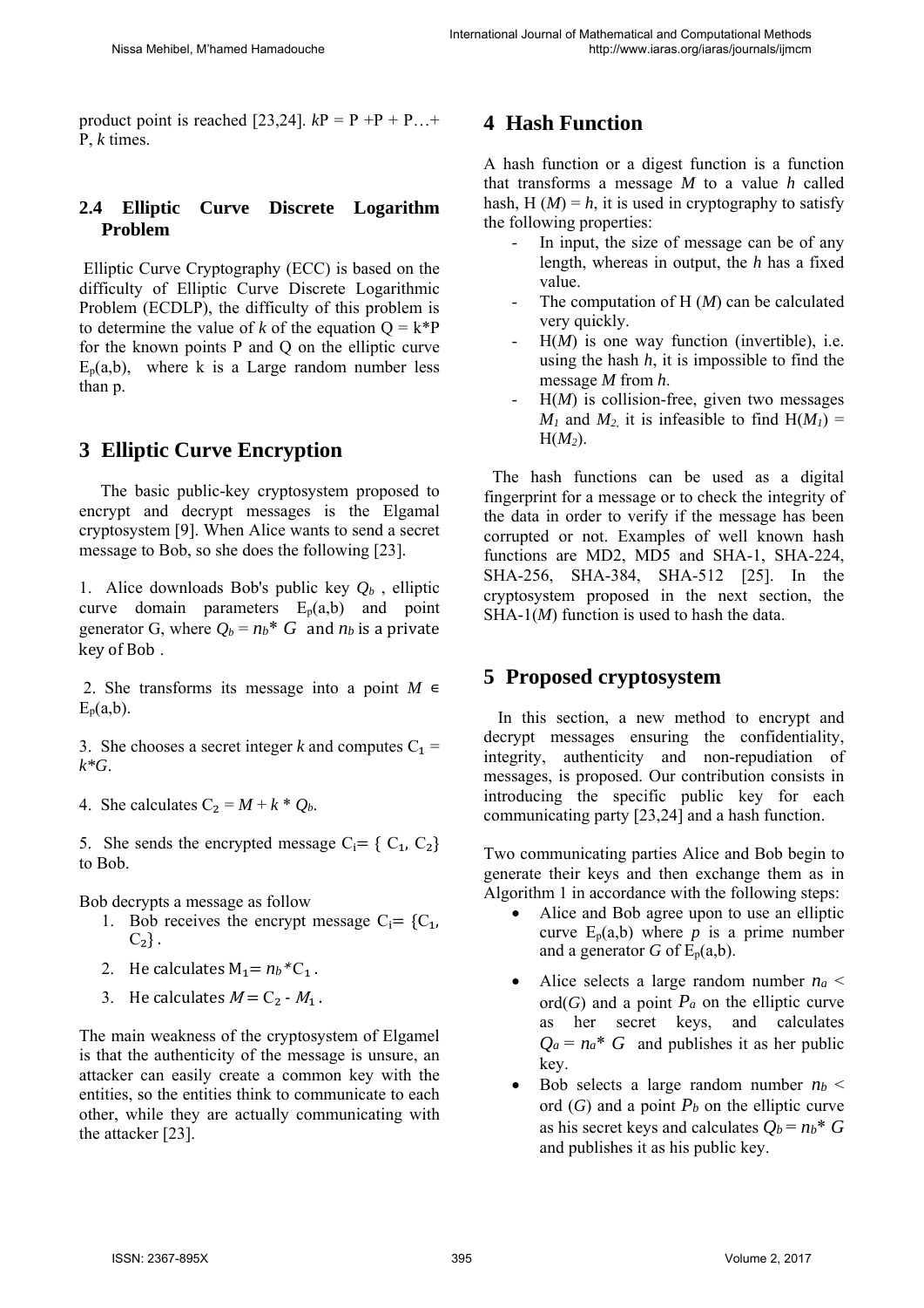product point is reached [23,24]. $kP = P + P + P \ldots + P$, $k$ times.

### 2.4 Elliptic Curve Discrete Logarithm Problem

Elliptic Curve Cryptography (ECC) is based on the difficulty of Elliptic Curve Discrete Logarithmic Problem (ECDLP), the difficulty of this problem is to determine the value of $k$ of the equation $Q = k*P$ for the known points P and Q on the elliptic curve $E_p(a,b)$, where k is a Large random number less than p.

## 3 Elliptic Curve Encryption

The basic public-key cryptosystem proposed to encrypt and decrypt messages is the Elgamal cryptosystem [9]. When Alice wants to send a secret message to Bob, so she does the following [23].

1. Alice downloads Bob's public key $Q_b$, elliptic curve domain parameters $E_p(a,b)$ and point generator G, where $Q_b = n_b * G$ and $n_b$ is a private key of Bob .

2. She transforms its message into a point $M \in E_p(a,b)$.

3. She chooses a secret integer $k$ and computes $C_1 = k*G$.

4. She calculates $C_2 = M + k * Q_b$.

5. She sends the encrypted message $C_i = \{ C_1, C_2\}$ to Bob.

Bob decrypts a message as follow

1. Bob receives the encrypt message $C_i = \{C_1, C_2\}$ .
2. He calculates $M_1 = n_b * C_1$ .
3. He calculates $M = C_2 - M_1$ .

The main weakness of the cryptosystem of Elgamel is that the authenticity of the message is unsure, an attacker can easily create a common key with the entities, so the entities think to communicate to each other, while they are actually communicating with the attacker [23].

## 4 Hash Function

A hash function or a digest function is a function that transforms a message $M$ to a value $h$ called hash, $H(M) = h$, it is used in cryptography to satisfy the following properties:

- In input, the size of message can be of any length, whereas in output, the $h$ has a fixed value.
- The computation of $H(M)$ can be calculated very quickly.
- $H(M)$ is one way function (invertible), i.e. using the hash $h$, it is impossible to find the message $M$ from $h$.
- $H(M)$ is collision-free, given two messages $M_1$ and $M_2$, it is infeasible to find $H(M_1) = H(M_2)$.

The hash functions can be used as a digital fingerprint for a message or to check the integrity of the data in order to verify if the message has been corrupted or not. Examples of well known hash functions are MD2, MD5 and SHA-1, SHA-224, SHA-256, SHA-384, SHA-512 [25]. In the cryptosystem proposed in the next section, the SHA-1($M$) function is used to hash the data.

## 5 Proposed cryptosystem

In this section, a new method to encrypt and decrypt messages ensuring the confidentiality, integrity, authenticity and non-repudiation of messages, is proposed. Our contribution consists in introducing the specific public key for each communicating party [23,24] and a hash function.

Two communicating parties Alice and Bob begin to generate their keys and then exchange them as in Algorithm 1 in accordance with the following steps:

- Alice and Bob agree upon to use an elliptic curve $E_p(a,b)$ where $p$ is a prime number and a generator $G$ of $E_p(a,b)$.
- Alice selects a large random number $n_a < \text{ord}(G)$ and a point $P_a$ on the elliptic curve as her secret keys, and calculates $Q_a = n_a * G$ and publishes it as her public key.
- Bob selects a large random number $n_b < \text{ord}(G)$ and a point $P_b$ on the elliptic curve as his secret keys and calculates $Q_b = n_b * G$ and publishes it as his public key.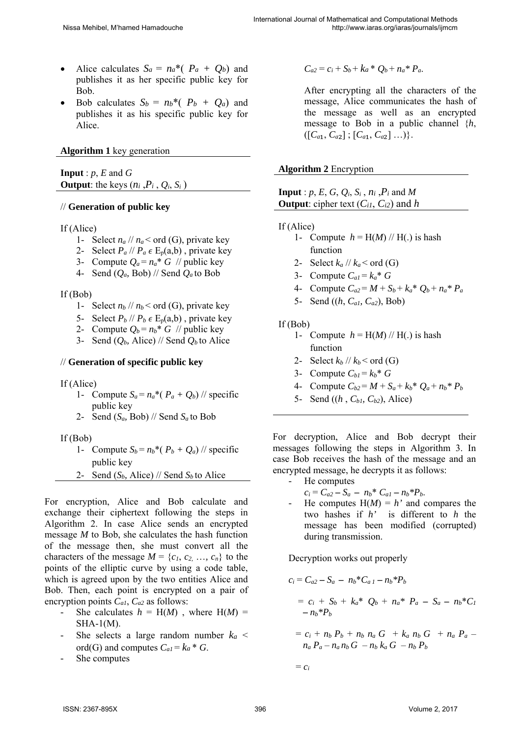- Alice calculates $S_a = n_a*(P_a + Q_b)$ and publishes it as her specific public key for Bob.
- Bob calculates $S_b = n_b*(P_b + Q_a)$ and publishes it as his specific public key for Alice.

**Algorithm 1** key generation

**Input** : $p$, $E$ and $G$
**Output**: the keys ($n_i$ ,$P_i$ , $Q_i$, $S_i$ )

// **Generation of public key**

If (Alice)

1- Select $n_a$ // $n_a <$ ord (G), private key
2- Select $P_a$ // $P_a \in E_p(a,b)$ , private key
3- Compute $Q_a = n_a * G$ // public key
4- Send ($Q_a$, Bob) // Send $Q_a$ to Bob

If (Bob)

1- Select $n_b$ // $n_b <$ ord (G), private key
5- Select $P_b$ // $P_b \in E_p(a,b)$ , private key
2- Compute $Q_b = n_b * G$ // public key
3- Send ($Q_b$, Alice) // Send $Q_b$ to Alice

// **Generation of specific public key**

If (Alice)

1- Compute $S_a = n_a*(P_a + Q_b)$ // specific public key
2- Send ($S_a$, Bob) // Send $S_a$ to Bob

If (Bob)

1- Compute $S_b = n_b*(P_b + Q_a)$ // specific public key
2- Send ($S_b$, Alice) // Send $S_b$ to Alice

For encryption, Alice and Bob calculate and exchange their ciphertext following the steps in Algorithm 2. In case Alice sends an encrypted message $M$ to Bob, she calculates the hash function of the message then, she must convert all the characters of the message $M = \{c_1, c_2, \ldots, c_n\}$ to the points of the elliptic curve by using a code table, which is agreed upon by the two entities Alice and Bob. Then, each point is encrypted on a pair of encryption points $C_{a1}$, $C_{a2}$ as follows:

- She calculates $h = H(M)$ , where $H(M) =$ SHA-1(M).
- She selects a large random number $k_a <$ ord(G) and computes $C_{a1} = k_a * G$.
- She computes

  $C_{a2} = c_i + S_b + k_a * Q_b + n_a * P_a$.

  After encrypting all the characters of the message, Alice communicates the hash of the message as well as an encrypted message to Bob in a public channel {$h$, ([$C_{a1}$, $C_{a2}$] ; [$C_{a1}$, $C_{a2}$] …)}.

**Algorithm 2** Encryption

**Input** : $p$, $E$, $G$, $Q_i$, $S_i$ , $n_i$ ,$P_i$ and $M$
**Output**: cipher text ($C_{i1}$, $C_{i2}$) and $h$

If (Alice)

1- Compute $h = H(M)$ // H(.) is hash function
2- Select $k_a$ // $k_a <$ ord (G)
3- Compute $C_{a1} = k_a * G$
4- Compute $C_{a2} = M + S_b + k_a * Q_b + n_a * P_a$
5- Send (($h$, $C_{a1}$, $C_{a2}$), Bob)

If (Bob)

1- Compute $h = H(M)$ // H(.) is hash function
2- Select $k_b$ // $k_b <$ ord (G)
3- Compute $C_{b1} = k_b * G$
4- Compute $C_{b2} = M + S_a + k_b * Q_a + n_b * P_b$
5- Send (($h$ , $C_{b1}$, $C_{b2}$), Alice)

For decryption, Alice and Bob decrypt their messages following the steps in Algorithm 3. In case Bob receives the hash of the message and an encrypted message, he decrypts it as follows:

- He computes
  $c_i = C_{a2} - S_a - n_b * C_{a1} - n_b * P_b$.
- He computes $H(M) = h'$ and compares the two hashes if $h'$ is different to $h$ the message has been modified (corrupted) during transmission.

Decryption works out properly

$$c_i = C_{a2} - S_a - n_b * C_{a1} - n_b * P_b$$

$$= c_i + S_b + k_a * Q_b + n_a * P_a - S_a - n_b * C_1 - n_b * P_b$$

$$= c_i + n_b P_b + n_b n_a G + k_a n_b G + n_a P_a - n_a P_a - n_a n_b G - n_b k_a G - n_b P_b$$

$$= c_i$$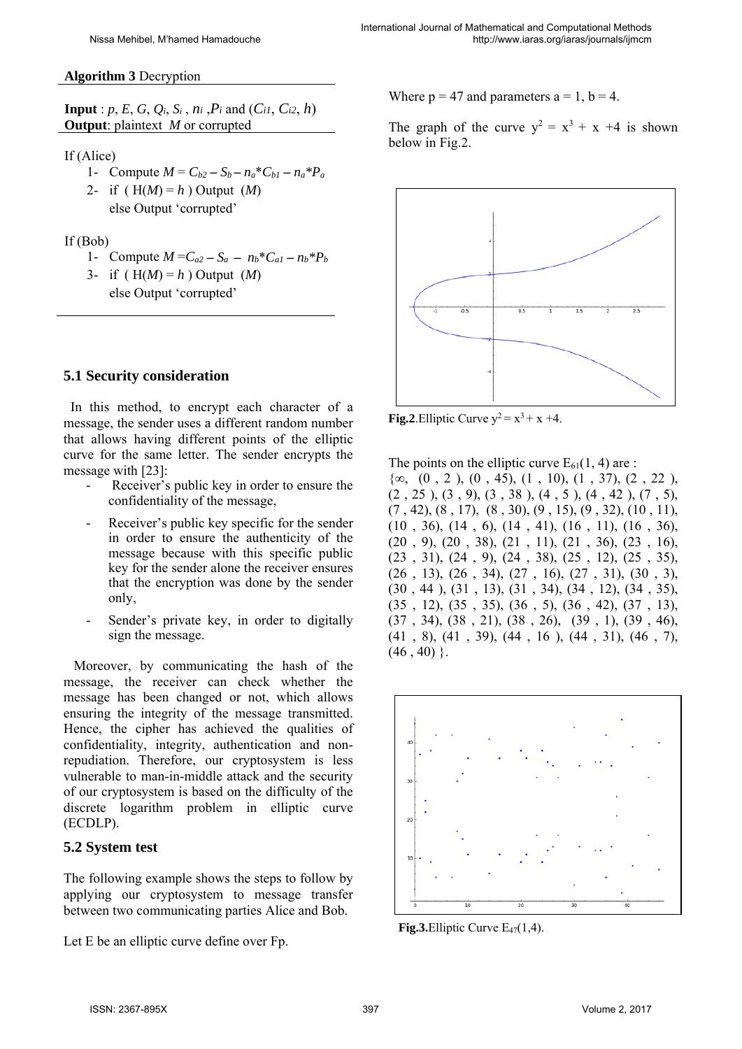**Algorithm 3** Decryption

**Input** : $p$, $E$, $G$, $Q_i$, $S_i$ , $n_i$ ,$P_i$ and ($C_{i1}$, $C_{i2}$, $h$)
**Output**: plaintext $M$ or corrupted

If (Alice)

1- Compute $M = C_{b2} – S_b – n_a*C_{b1} – n_a*P_a$
2- if ( H($M$) = $h$ ) Output ($M$)
   else Output 'corrupted'

If (Bob)

1- Compute $M = C_{a2} – S_a – n_b*C_{a1} – n_b*P_b$
3- if ( H($M$) = $h$ ) Output ($M$)
   else Output 'corrupted'

### 5.1 Security consideration

In this method, to encrypt each character of a message, the sender uses a different random number that allows having different points of the elliptic curve for the same letter. The sender encrypts the message with [23]:

- Receiver's public key in order to ensure the confidentiality of the message,
- Receiver's public key specific for the sender in order to ensure the authenticity of the message because with this specific public key for the sender alone the receiver ensures that the encryption was done by the sender only,
- Sender's private key, in order to digitally sign the message.

Moreover, by communicating the hash of the message, the receiver can check whether the message has been changed or not, which allows ensuring the integrity of the message transmitted. Hence, the cipher has achieved the qualities of confidentiality, integrity, authentication and non-repudiation. Therefore, our cryptosystem is less vulnerable to man-in-middle attack and the security of our cryptosystem is based on the difficulty of the discrete logarithm problem in elliptic curve (ECDLP).

### 5.2 System test

The following example shows the steps to follow by applying our cryptosystem to message transfer between two communicating parties Alice and Bob.

Let E be an elliptic curve define over Fp.

Where p = 47 and parameters a = 1, b = 4.

The graph of the curve $y^2 = x^3 + x + 4$ is shown below in Fig.2.

**Fig.2**.Elliptic Curve $y^2 = x^3 + x + 4$.

The points on the elliptic curve $E_{61}(1, 4)$ are :
{∞, (0 , 2 ), (0 , 45), (1 , 10), (1 , 37), (2 , 22 ), (2 , 25 ), (3 , 9), (3 , 38 ), (4 , 5 ), (4 , 42 ), (7 , 5), (7 , 42), (8 , 17), (8 , 30), (9 , 15), (9 , 32), (10 , 11), (10 , 36), (14 , 6), (14 , 41), (16 , 11), (16 , 36), (20 , 9), (20 , 38), (21 , 11), (21 , 36), (23 , 16), (23 , 31), (24 , 9), (24 , 38), (25 , 12), (25 , 35), (26 , 13), (26 , 34), (27 , 16), (27 , 31), (30 , 3), (30 , 44 ), (31 , 13), (31 , 34), (34 , 12), (34 , 35), (35 , 12), (35 , 35), (36 , 5), (36 , 42), (37 , 13), (37 , 34), (38 , 21), (38 , 26), (39 , 1), (39 , 46), (41 , 8), (41 , 39), (44 , 16 ), (44 , 31), (46 , 7), (46 , 40) }.

**Fig.3**.Elliptic Curve $E_{47}(1,4)$.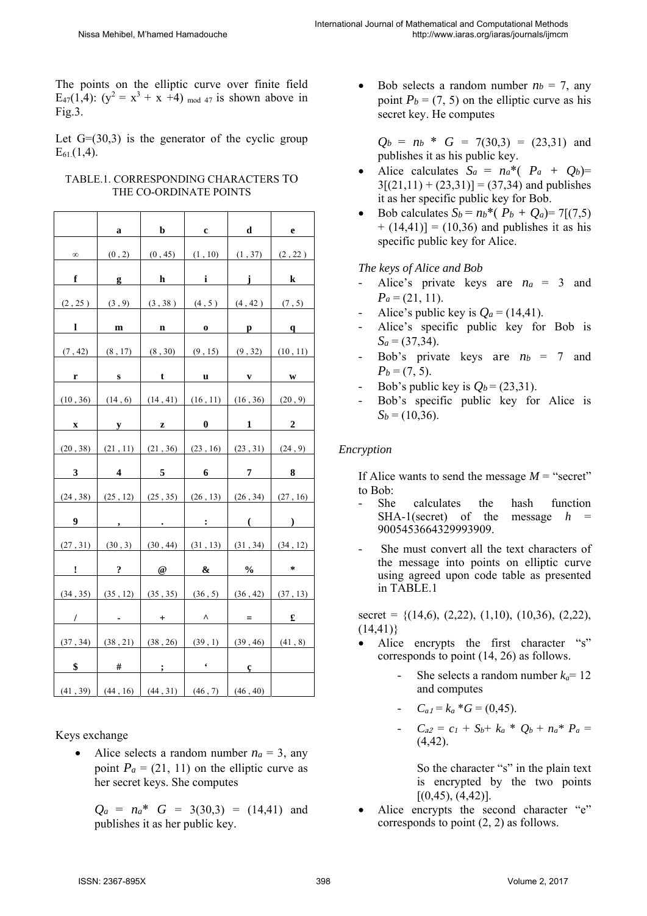The points on the elliptic curve over finite field $E_{47}(1,4)$: $(y^2 = x^3 + x + 4)_{\bmod 47}$ is shown above in Fig.3.

Let G=(30,3) is the generator of the cyclic group $E_{61}(1,4)$.

TABLE.1. CORRESPONDING CHARACTERS TO THE CO-ORDINATE POINTS

| | a | b | c | d | e |
|---|---|---|---|---|---|
| ∞ | (0 , 2) | (0 , 45) | (1 , 10) | (1 , 37) | (2 , 22 ) |
| **f** | **g** | **h** | **i** | **j** | **k** |
| (2 , 25 ) | (3 , 9) | (3 , 38 ) | (4 , 5 ) | (4 , 42 ) | (7 , 5) |
| **l** | **m** | **n** | **o** | **p** | **q** |
| (7 , 42) | (8 , 17) | (8 , 30) | (9 , 15) | (9 , 32) | (10 , 11) |
| **r** | **s** | **t** | **u** | **v** | **w** |
| (10 , 36) | (14 , 6) | (14 , 41) | (16 , 11) | (16 , 36) | (20 , 9) |
| **x** | **y** | **z** | **0** | **1** | **2** |
| (20 , 38) | (21 , 11) | (21 , 36) | (23 , 16) | (23 , 31) | (24 , 9) |
| **3** | **4** | **5** | **6** | **7** | **8** |
| (24 , 38) | (25 , 12) | (25 , 35) | (26 , 13) | (26 , 34) | (27 , 16) |
| **9** | **,** | **.** | **:** | **(** | **)** |
| (27 , 31) | (30 , 3) | (30 , 44) | (31 , 13) | (31 , 34) | (34 , 12) |
| **!** | **?** | **@** | **&** | **%** | ***** |
| (34 , 35) | (35 , 12) | (35 , 35) | (36 , 5) | (36 , 42) | (37 , 13) |
| **/** | **-** | **+** | **^** | **=** | **£** |
| (37 , 34) | (38 , 21) | (38 , 26) | (39 , 1) | (39 , 46) | (41 , 8) |
| **$** | **#** | **;** | **‘** | **ç** | |
| (41 , 39) | (44 , 16) | (44 , 31) | (46 , 7) | (46 , 40) | |

Keys exchange

- Alice selects a random number $n_a = 3$, any point $P_a = (21, 11)$ on the elliptic curve as her secret keys. She computes

  $Q_a = n_a * G = 3(30,3) = (14,41)$ and publishes it as her public key.

- Bob selects a random number $n_b = 7$, any point $P_b = (7, 5)$ on the elliptic curve as his secret key. He computes

  $Q_b = n_b * G = 7(30,3) = (23,31)$ and publishes it as his public key.

- Alice calculates $S_a = n_a*(P_a + Q_b) = 3[(21,11) + (23,31)] = (37,34)$ and publishes it as her specific public key for Bob.
- Bob calculates $S_b = n_b*(P_b + Q_a) = 7[(7,5) + (14,41)] = (10,36)$ and publishes it as his specific public key for Alice.

*The keys of Alice and Bob*

- Alice's private keys are $n_a = 3$ and $P_a = (21, 11)$.
- Alice's public key is $Q_a = (14,41)$.
- Alice's specific public key for Bob is $S_a = (37,34)$.
- Bob's private keys are $n_b = 7$ and $P_b = (7, 5)$.
- Bob's public key is $Q_b = (23,31)$.
- Bob's specific public key for Alice is $S_b = (10,36)$.

*Encryption*

If Alice wants to send the message *M* = "secret" to Bob:

- She calculates the hash function SHA-1(secret) of the message *h* = 9005453664329993909.
- She must convert all the text characters of the message into points on elliptic curve using agreed upon code table as presented in TABLE.1

secret = {(14,6), (2,22), (1,10), (10,36), (2,22), (14,41)}

- Alice encrypts the first character "s" corresponds to point (14, 26) as follows.
  - She selects a random number $k_a = 12$ and computes
  - $C_{a1} = k_a * G = (0,45)$.
  - $C_{a2} = c_1 + S_b + k_a * Q_b + n_a * P_a = (4,42)$.

    So the character "s" in the plain text is encrypted by the two points [(0,45), (4,42)].
- Alice encrypts the second character "e" corresponds to point (2, 2) as follows.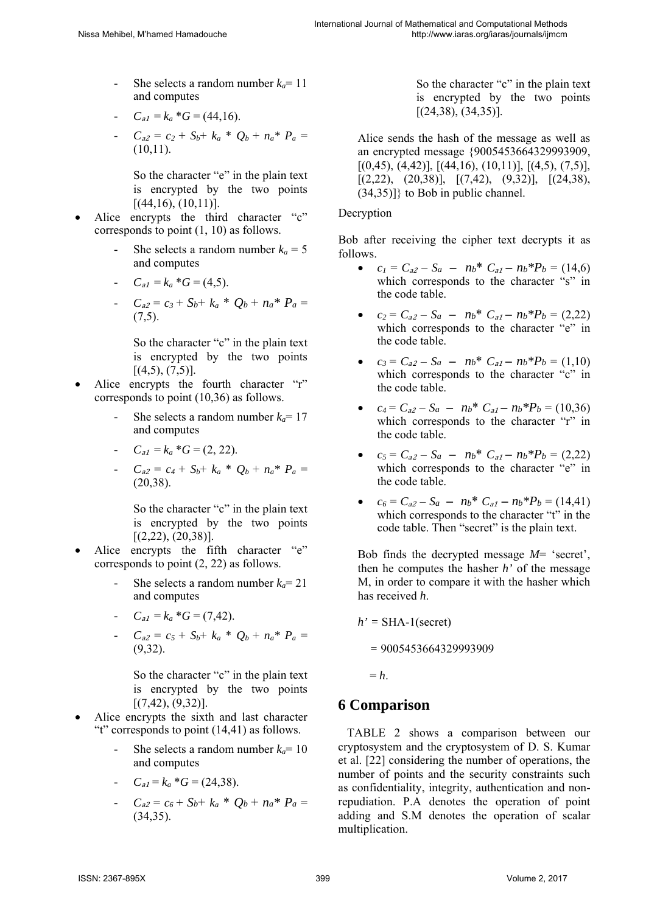- She selects a random number $k_a$= 11 and computes

- $C_{a1} = k_a *G$ = (44,16).

- $C_{a2} = c_2 + S_b + k_a * Q_b + n_a * P_a$ = (10,11).

  So the character "e" in the plain text is encrypted by the two points [(44,16), (10,11)].

- Alice encrypts the third character "c" corresponds to point (1, 10) as follows.

  - She selects a random number $k_a$ = 5 and computes

  - $C_{a1} = k_a *G$ = (4,5).

  - $C_{a2} = c_3 + S_b + k_a * Q_b + n_a * P_a$ = (7,5).

    So the character "c" in the plain text is encrypted by the two points [(4,5), (7,5)].

- Alice encrypts the fourth character "r" corresponds to point (10,36) as follows.

  - She selects a random number $k_a$= 17 and computes

  - $C_{a1} = k_a *G$ = (2, 22).

  - $C_{a2} = c_4 + S_b + k_a * Q_b + n_a * P_a$ = (20,38).

    So the character "c" in the plain text is encrypted by the two points [(2,22), (20,38)].

- Alice encrypts the fifth character "e" corresponds to point (2, 22) as follows.

  - She selects a random number $k_a$= 21 and computes

  - $C_{a1} = k_a *G$ = (7,42).

  - $C_{a2} = c_5 + S_b + k_a * Q_b + n_a * P_a$ = (9,32).

    So the character "c" in the plain text is encrypted by the two points [(7,42), (9,32)].

- Alice encrypts the sixth and last character "t" corresponds to point (14,41) as follows.

  - She selects a random number $k_a$= 10 and computes

  - $C_{a1} = k_a *G$ = (24,38).

  - $C_{a2} = c_6 + S_b + k_a * Q_b + n_a * P_a$ = (34,35).

    So the character "c" in the plain text is encrypted by the two points [(24,38), (34,35)].

Alice sends the hash of the message as well as an encrypted message {9005453664329993909, [(0,45), (4,42)], [(44,16), (10,11)], [(4,5), (7,5)], [(2,22), (20,38)], [(7,42), (9,32)], [(24,38), (34,35)]} to Bob in public channel.

Decryption

Bob after receiving the cipher text decrypts it as follows.

- $c_1 = C_{a2} - S_a - n_b * C_{a1} - n_b * P_b$ = (14,6) which corresponds to the character "s" in the code table.

- $c_2 = C_{a2} - S_a - n_b * C_{a1} - n_b * P_b$ = (2,22) which corresponds to the character "e" in the code table.

- $c_3 = C_{a2} - S_a - n_b * C_{a1} - n_b * P_b$ = (1,10) which corresponds to the character "c" in the code table.

- $c_4 = C_{a2} - S_a - n_b * C_{a1} - n_b * P_b$ = (10,36) which corresponds to the character "r" in the code table.

- $c_5 = C_{a2} - S_a - n_b * C_{a1} - n_b * P_b$ = (2,22) which corresponds to the character "e" in the code table.

- $c_6 = C_{a2} - S_a - n_b * C_{a1} - n_b * P_b$ = (14,41) which corresponds to the character "t" in the code table. Then "secret" is the plain text.

Bob finds the decrypted message $M$= 'secret', then he computes the hasher $h'$ of the message M, in order to compare it with the hasher which has received $h$.

$h'$ = SHA-1(secret)

= 9005453664329993909

= $h$.

## 6 Comparison

TABLE 2 shows a comparison between our cryptosystem and the cryptosystem of D. S. Kumar et al. [22] considering the number of operations, the number of points and the security constraints such as confidentiality, integrity, authentication and non-repudiation. P.A denotes the operation of point adding and S.M denotes the operation of scalar multiplication.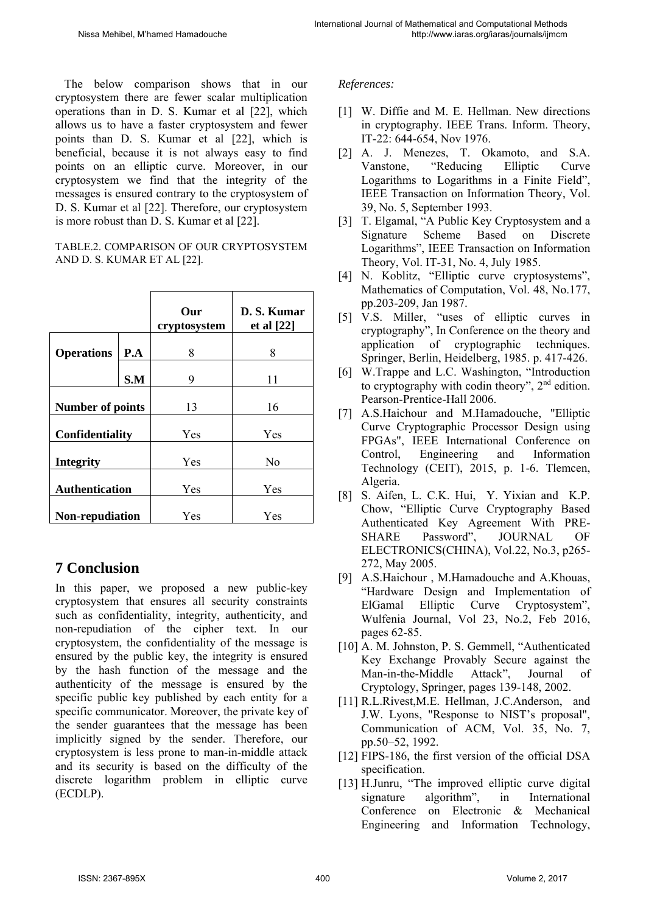The below comparison shows that in our cryptosystem there are fewer scalar multiplication operations than in D. S. Kumar et al [22], which allows us to have a faster cryptosystem and fewer points than D. S. Kumar et al [22], which is beneficial, because it is not always easy to find points on an elliptic curve. Moreover, in our cryptosystem we find that the integrity of the messages is ensured contrary to the cryptosystem of D. S. Kumar et al [22]. Therefore, our cryptosystem is more robust than D. S. Kumar et al [22].

TABLE.2. COMPARISON OF OUR CRYPTOSYSTEM AND D. S. KUMAR ET AL [22].

| | | **Our cryptosystem** | **D. S. Kumar et al [22]** |
|---|---|---|---|
| **Operations** | **P.A** | 8 | 8 |
| | **S.M** | 9 | 11 |
| **Number of points** | | 13 | 16 |
| **Confidentiality** | | Yes | Yes |
| **Integrity** | | Yes | No |
| **Authentication** | | Yes | Yes |
| **Non-repudiation** | | Yes | Yes |

## 7 Conclusion

In this paper, we proposed a new public-key cryptosystem that ensures all security constraints such as confidentiality, integrity, authenticity, and non-repudiation of the cipher text. In our cryptosystem, the confidentiality of the message is ensured by the public key, the integrity is ensured by the hash function of the message and the authenticity of the message is ensured by the specific public key published by each entity for a specific communicator. Moreover, the private key of the sender guarantees that the message has been implicitly signed by the sender. Therefore, our cryptosystem is less prone to man-in-middle attack and its security is based on the difficulty of the discrete logarithm problem in elliptic curve (ECDLP).

*References:*

[1] W. Diffie and M. E. Hellman. New directions in cryptography. IEEE Trans. Inform. Theory, IT-22: 644-654, Nov 1976.

[2] A. J. Menezes, T. Okamoto, and S.A. Vanstone, "Reducing Elliptic Curve Logarithms to Logarithms in a Finite Field", IEEE Transaction on Information Theory, Vol. 39, No. 5, September 1993.

[3] T. Elgamal, "A Public Key Cryptosystem and a Signature Scheme Based on Discrete Logarithms", IEEE Transaction on Information Theory, Vol. IT-31, No. 4, July 1985.

[4] N. Koblitz, "Elliptic curve cryptosystems", Mathematics of Computation, Vol. 48, No.177, pp.203-209, Jan 1987.

[5] V.S. Miller, "uses of elliptic curves in cryptography", In Conference on the theory and application of cryptographic techniques. Springer, Berlin, Heidelberg, 1985. p. 417-426.

[6] W.Trappe and L.C. Washington, "Introduction to cryptography with codin theory", 2nd edition. Pearson-Prentice-Hall 2006.

[7] A.S.Haichour and M.Hamadouche, "Elliptic Curve Cryptographic Processor Design using FPGAs", IEEE International Conference on Control, Engineering and Information Technology (CEIT), 2015, p. 1-6. Tlemcen, Algeria.

[8] S. Aifen, L. C.K. Hui, Y. Yixian and K.P. Chow, "Elliptic Curve Cryptography Based Authenticated Key Agreement With PRE-SHARE Password", JOURNAL OF ELECTRONICS(CHINA), Vol.22, No.3, p265-272, May 2005.

[9] A.S.Haichour , M.Hamadouche and A.Khouas, "Hardware Design and Implementation of ElGamal Elliptic Curve Cryptosystem", Wulfenia Journal, Vol 23, No.2, Feb 2016, pages 62-85.

[10] A. M. Johnston, P. S. Gemmell, "Authenticated Key Exchange Provably Secure against the Man-in-the-Middle Attack", Journal of Cryptology, Springer, pages 139-148, 2002.

[11] R.L.Rivest,M.E. Hellman, J.C.Anderson, and J.W. Lyons, "Response to NIST's proposal", Communication of ACM, Vol. 35, No. 7, pp.50–52, 1992.

[12] FIPS-186, the first version of the official DSA specification.

[13] H.Junru, "The improved elliptic curve digital signature algorithm", in International Conference on Electronic & Mechanical Engineering and Information Technology,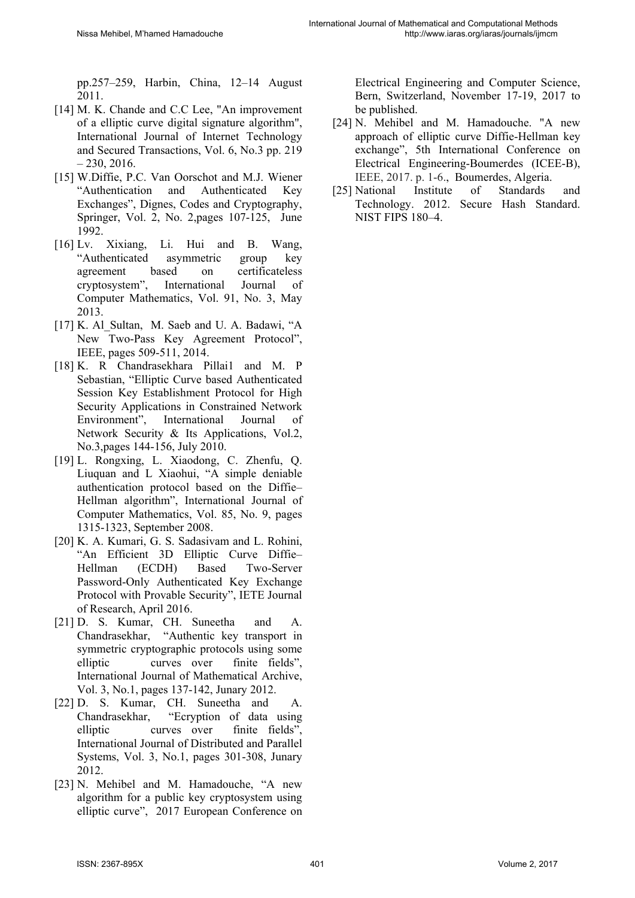pp.257–259, Harbin, China, 12–14 August 2011.

[14] M. K. Chande and C.C Lee, "An improvement of a elliptic curve digital signature algorithm", International Journal of Internet Technology and Secured Transactions, Vol. 6, No.3 pp. 219 – 230, 2016.

[15] W.Diffie, P.C. Van Oorschot and M.J. Wiener "Authentication and Authenticated Key Exchanges", Dignes, Codes and Cryptography, Springer, Vol. 2, No. 2,pages 107-125, June 1992.

[16] Lv. Xixiang, Li. Hui and B. Wang, "Authenticated asymmetric group key agreement based on certificateless cryptosystem", International Journal of Computer Mathematics, Vol. 91, No. 3, May 2013.

[17] K. Al_Sultan, M. Saeb and U. A. Badawi, "A New Two-Pass Key Agreement Protocol", IEEE, pages 509-511, 2014.

[18] K. R Chandrasekhara Pillai1 and M. P Sebastian, "Elliptic Curve based Authenticated Session Key Establishment Protocol for High Security Applications in Constrained Network Environment", International Journal of Network Security & Its Applications, Vol.2, No.3,pages 144-156, July 2010.

[19] L. Rongxing, L. Xiaodong, C. Zhenfu, Q. Liuquan and L Xiaohui, "A simple deniable authentication protocol based on the Diffie–Hellman algorithm", International Journal of Computer Mathematics, Vol. 85, No. 9, pages 1315-1323, September 2008.

[20] K. A. Kumari, G. S. Sadasivam and L. Rohini, "An Efficient 3D Elliptic Curve Diffie–Hellman (ECDH) Based Two-Server Password-Only Authenticated Key Exchange Protocol with Provable Security", IETE Journal of Research, April 2016.

[21] D. S. Kumar, CH. Suneetha and A. Chandrasekhar, "Authentic key transport in symmetric cryptographic protocols using some elliptic curves over finite fields", International Journal of Mathematical Archive, Vol. 3, No.1, pages 137-142, Junary 2012.

[22] D. S. Kumar, CH. Suneetha and A. Chandrasekhar, "Ecryption of data using elliptic curves over finite fields", International Journal of Distributed and Parallel Systems, Vol. 3, No.1, pages 301-308, Junary 2012.

[23] N. Mehibel and M. Hamadouche, "A new algorithm for a public key cryptosystem using elliptic curve", 2017 European Conference on Electrical Engineering and Computer Science, Bern, Switzerland, November 17-19, 2017 to be published.

[24] N. Mehibel and M. Hamadouche. "A new approach of elliptic curve Diffie-Hellman key exchange", 5th International Conference on Electrical Engineering-Boumerdes (ICEE-B), IEEE, 2017. p. 1-6., Boumerdes, Algeria.

[25] National Institute of Standards and Technology. 2012. Secure Hash Standard. NIST FIPS 180–4.